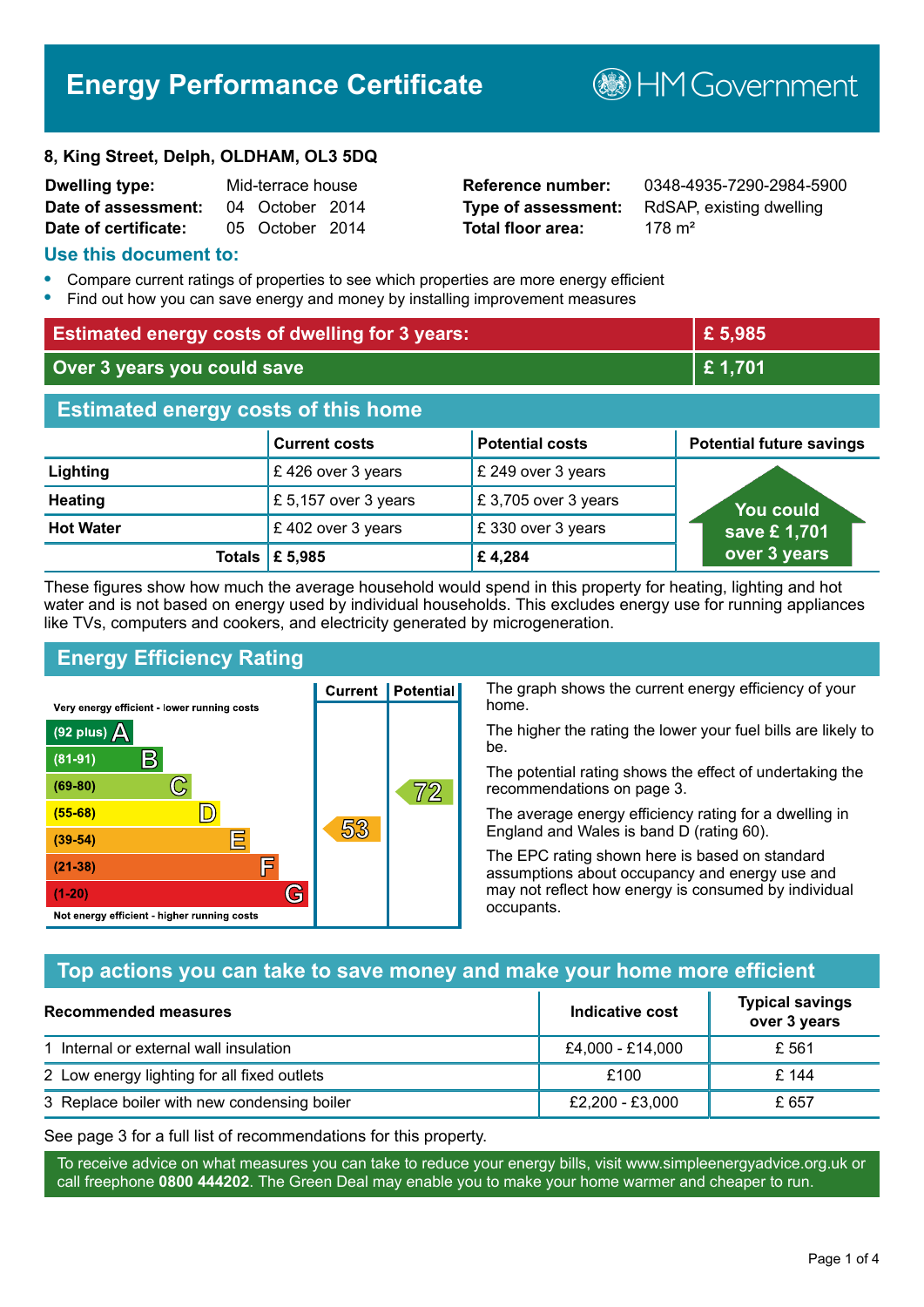# Energy Performance Certificate

HM Government

**8, King Street, Delph, OLDHAM, OL3 5DQ**

| | | | |
|---|---|---|---|
| **Dwelling type:** | Mid-terrace house | **Reference number:** | 0348-4935-7290-2984-5900 |
| **Date of assessment:** | 04 October 2014 | **Type of assessment:** | RdSAP, existing dwelling |
| **Date of certificate:** | 05 October 2014 | **Total floor area:** | 178 m² |

## Use this document to:

- Compare current ratings of properties to see which properties are more energy efficient
- Find out how you can save energy and money by installing improvement measures

| | |
|---|---|
| **Estimated energy costs of dwelling for 3 years:** | **£ 5,985** |
| **Over 3 years you could save** | **£ 1,701** |

## Estimated energy costs of this home

| | Current costs | Potential costs | Potential future savings |
|---|---|---|---|
| **Lighting** | £ 426 over 3 years | £ 249 over 3 years | You could save £ 1,701 over 3 years |
| **Heating** | £ 5,157 over 3 years | £ 3,705 over 3 years | |
| **Hot Water** | £ 402 over 3 years | £ 330 over 3 years | |
| **Totals** | **£ 5,985** | **£ 4,284** | |

These figures show how much the average household would spend in this property for heating, lighting and hot water and is not based on energy used by individual households. This excludes energy use for running appliances like TVs, computers and cookers, and electricity generated by microgeneration.

## Energy Efficiency Rating

| Rating | Current | Potential |
|---|---|---|
| Very energy efficient - lower running costs | | |
| (92 plus) A | | |
| (81-91) B | | |
| (69-80) C | | 72 |
| (55-68) D | | |
| (39-54) E | 53 | |
| (21-38) F | | |
| (1-20) G | | |
| Not energy efficient - higher running costs | | |

The graph shows the current energy efficiency of your home.

The higher the rating the lower your fuel bills are likely to be.

The potential rating shows the effect of undertaking the recommendations on page 3.

The average energy efficiency rating for a dwelling in England and Wales is band D (rating 60).

The EPC rating shown here is based on standard assumptions about occupancy and energy use and may not reflect how energy is consumed by individual occupants.

## Top actions you can take to save money and make your home more efficient

| Recommended measures | Indicative cost | Typical savings over 3 years |
|---|---|---|
| 1 Internal or external wall insulation | £4,000 - £14,000 | £ 561 |
| 2 Low energy lighting for all fixed outlets | £100 | £ 144 |
| 3 Replace boiler with new condensing boiler | £2,200 - £3,000 | £ 657 |

See page 3 for a full list of recommendations for this property.

To receive advice on what measures you can take to reduce your energy bills, visit www.simpleenergyadvice.org.uk or call freephone **0800 444202**. The Green Deal may enable you to make your home warmer and cheaper to run.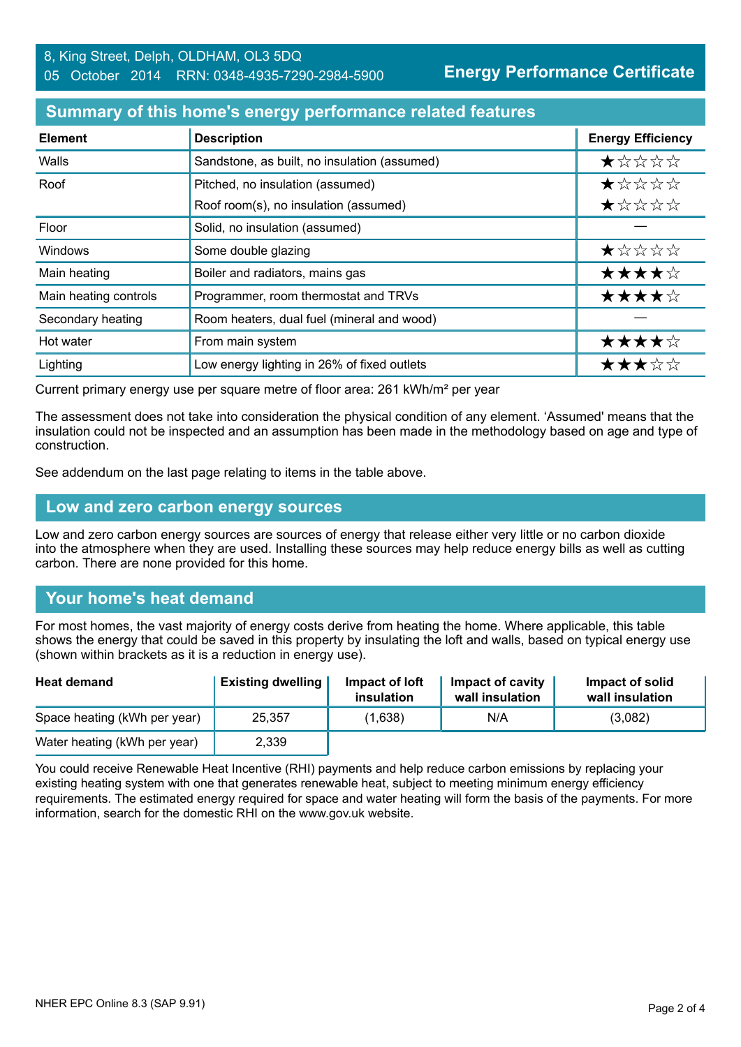8, King Street, Delph, OLDHAM, OL3 5DQ
05 October 2014 RRN: 0348-4935-7290-2984-5900

**Energy Performance Certificate**

## Summary of this home's energy performance related features

| Element | Description | Energy Efficiency |
|---|---|---|
| Walls | Sandstone, as built, no insulation (assumed) | ★☆☆☆☆ |
| Roof | Pitched, no insulation (assumed) | ★☆☆☆☆ |
| | Roof room(s), no insulation (assumed) | ★☆☆☆☆ |
| Floor | Solid, no insulation (assumed) | — |
| Windows | Some double glazing | ★☆☆☆☆ |
| Main heating | Boiler and radiators, mains gas | ★★★★☆ |
| Main heating controls | Programmer, room thermostat and TRVs | ★★★★☆ |
| Secondary heating | Room heaters, dual fuel (mineral and wood) | — |
| Hot water | From main system | ★★★★☆ |
| Lighting | Low energy lighting in 26% of fixed outlets | ★★★☆☆ |

Current primary energy use per square metre of floor area: 261 kWh/m² per year

The assessment does not take into consideration the physical condition of any element. 'Assumed' means that the insulation could not be inspected and an assumption has been made in the methodology based on age and type of construction.

See addendum on the last page relating to items in the table above.

## Low and zero carbon energy sources

Low and zero carbon energy sources are sources of energy that release either very little or no carbon dioxide into the atmosphere when they are used. Installing these sources may help reduce energy bills as well as cutting carbon. There are none provided for this home.

## Your home's heat demand

For most homes, the vast majority of energy costs derive from heating the home. Where applicable, this table shows the energy that could be saved in this property by insulating the loft and walls, based on typical energy use (shown within brackets as it is a reduction in energy use).

| Heat demand | Existing dwelling | Impact of loft insulation | Impact of cavity wall insulation | Impact of solid wall insulation |
|---|---|---|---|---|
| Space heating (kWh per year) | 25,357 | (1,638) | N/A | (3,082) |
| Water heating (kWh per year) | 2,339 | | | |

You could receive Renewable Heat Incentive (RHI) payments and help reduce carbon emissions by replacing your existing heating system with one that generates renewable heat, subject to meeting minimum energy efficiency requirements. The estimated energy required for space and water heating will form the basis of the payments. For more information, search for the domestic RHI on the www.gov.uk website.

NHER EPC Online 8.3 (SAP 9.91)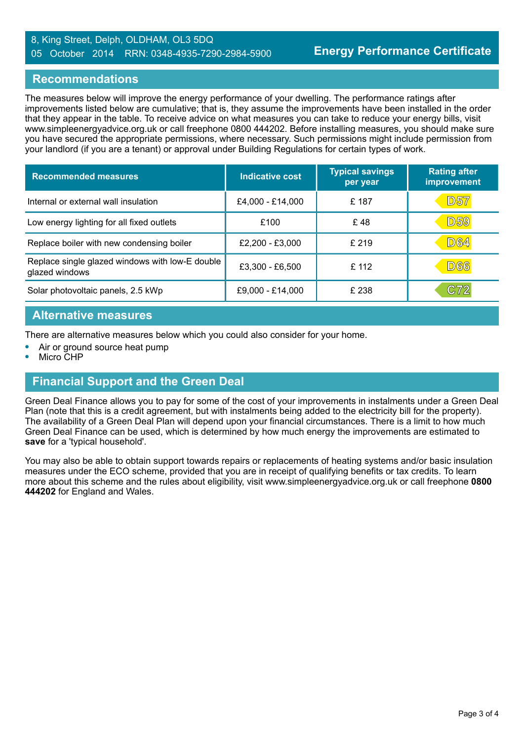8, King Street, Delph, OLDHAM, OL3 5DQ
05 October 2014 RRN: 0348-4935-7290-2984-5900

**Energy Performance Certificate**

## Recommendations

The measures below will improve the energy performance of your dwelling. The performance ratings after improvements listed below are cumulative; that is, they assume the improvements have been installed in the order that they appear in the table. To receive advice on what measures you can take to reduce your energy bills, visit www.simpleenergyadvice.org.uk or call freephone 0800 444202. Before installing measures, you should make sure you have secured the appropriate permissions, where necessary. Such permissions might include permission from your landlord (if you are a tenant) or approval under Building Regulations for certain types of work.

| Recommended measures | Indicative cost | Typical savings per year | Rating after improvement |
|---|---|---|---|
| Internal or external wall insulation | £4,000 - £14,000 | £ 187 | D57 |
| Low energy lighting for all fixed outlets | £100 | £ 48 | D59 |
| Replace boiler with new condensing boiler | £2,200 - £3,000 | £ 219 | D64 |
| Replace single glazed windows with low-E double glazed windows | £3,300 - £6,500 | £ 112 | D66 |
| Solar photovoltaic panels, 2.5 kWp | £9,000 - £14,000 | £ 238 | C72 |

## Alternative measures

There are alternative measures below which you could also consider for your home.

- Air or ground source heat pump
- Micro CHP

## Financial Support and the Green Deal

Green Deal Finance allows you to pay for some of the cost of your improvements in instalments under a Green Deal Plan (note that this is a credit agreement, but with instalments being added to the electricity bill for the property). The availability of a Green Deal Plan will depend upon your financial circumstances. There is a limit to how much Green Deal Finance can be used, which is determined by how much energy the improvements are estimated to **save** for a 'typical household'.

You may also be able to obtain support towards repairs or replacements of heating systems and/or basic insulation measures under the ECO scheme, provided that you are in receipt of qualifying benefits or tax credits. To learn more about this scheme and the rules about eligibility, visit www.simpleenergyadvice.org.uk or call freephone **0800 444202** for England and Wales.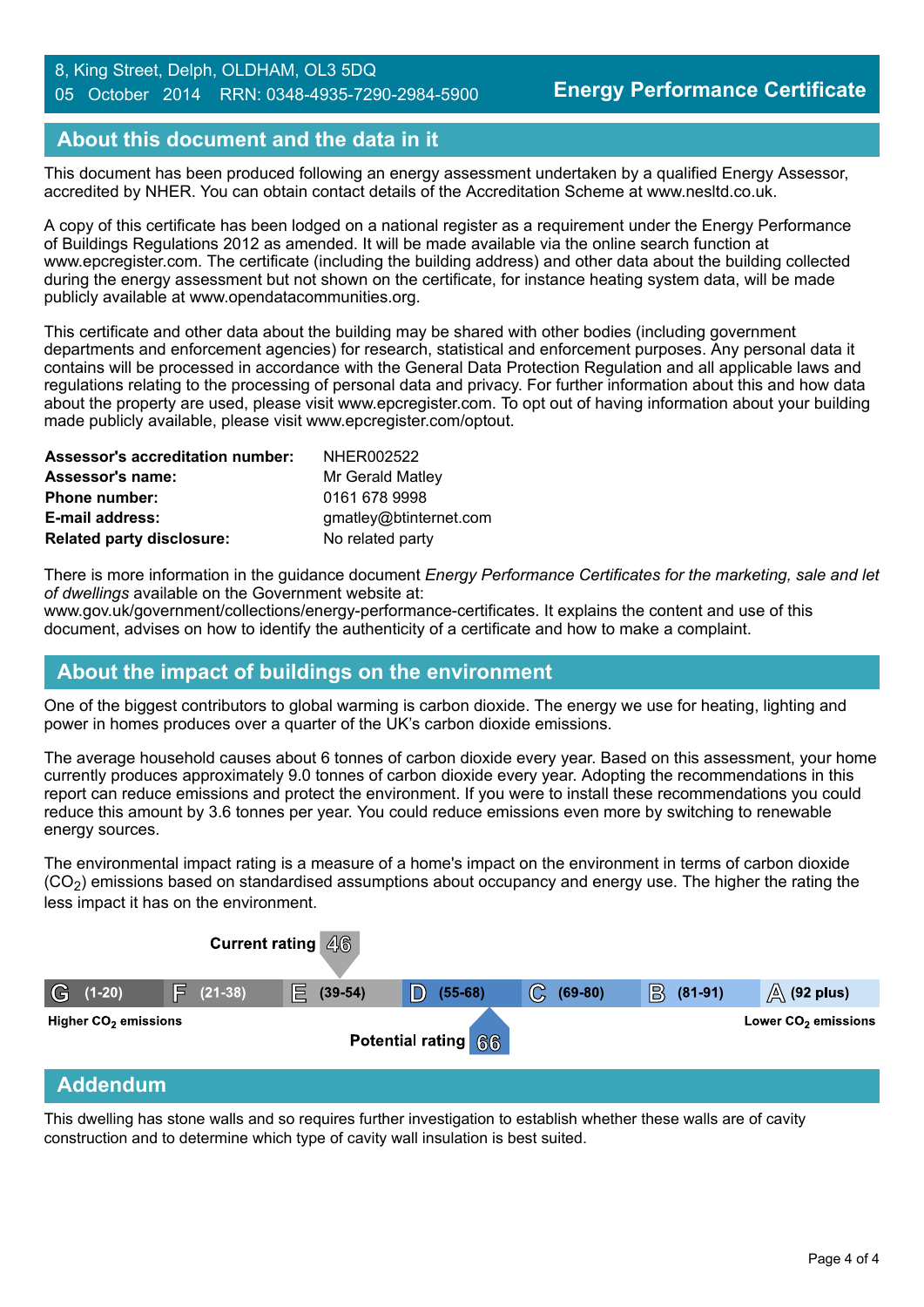8, King Street, Delph, OLDHAM, OL3 5DQ
05 October 2014 RRN: 0348-4935-7290-2984-5900

**Energy Performance Certificate**

## About this document and the data in it

This document has been produced following an energy assessment undertaken by a qualified Energy Assessor, accredited by NHER. You can obtain contact details of the Accreditation Scheme at www.nesltd.co.uk.

A copy of this certificate has been lodged on a national register as a requirement under the Energy Performance of Buildings Regulations 2012 as amended. It will be made available via the online search function at www.epcregister.com. The certificate (including the building address) and other data about the building collected during the energy assessment but not shown on the certificate, for instance heating system data, will be made publicly available at www.opendatacommunities.org.

This certificate and other data about the building may be shared with other bodies (including government departments and enforcement agencies) for research, statistical and enforcement purposes. Any personal data it contains will be processed in accordance with the General Data Protection Regulation and all applicable laws and regulations relating to the processing of personal data and privacy. For further information about this and how data about the property are used, please visit www.epcregister.com. To opt out of having information about your building made publicly available, please visit www.epcregister.com/optout.

| | |
|---|---|
| **Assessor's accreditation number:** | NHER002522 |
| **Assessor's name:** | Mr Gerald Matley |
| **Phone number:** | 0161 678 9998 |
| **E-mail address:** | gmatley@btinternet.com |
| **Related party disclosure:** | No related party |

There is more information in the guidance document *Energy Performance Certificates for the marketing, sale and let of dwellings* available on the Government website at: www.gov.uk/government/collections/energy-performance-certificates. It explains the content and use of this document, advises on how to identify the authenticity of a certificate and how to make a complaint.

## About the impact of buildings on the environment

One of the biggest contributors to global warming is carbon dioxide. The energy we use for heating, lighting and power in homes produces over a quarter of the UK's carbon dioxide emissions.

The average household causes about 6 tonnes of carbon dioxide every year. Based on this assessment, your home currently produces approximately 9.0 tonnes of carbon dioxide every year. Adopting the recommendations in this report can reduce emissions and protect the environment. If you were to install these recommendations you could reduce this amount by 3.6 tonnes per year. You could reduce emissions even more by switching to renewable energy sources.

The environmental impact rating is a measure of a home's impact on the environment in terms of carbon dioxide ($CO_2$) emissions based on standardised assumptions about occupancy and energy use. The higher the rating the less impact it has on the environment.

Current rating 46

G (1-20)
F (21-38)
E (39-54)
D (55-68)
C (69-80)
B (81-91)
A (92 plus)

Higher $CO_2$ emissions
Lower $CO_2$ emissions

Potential rating 66

## Addendum

This dwelling has stone walls and so requires further investigation to establish whether these walls are of cavity construction and to determine which type of cavity wall insulation is best suited.